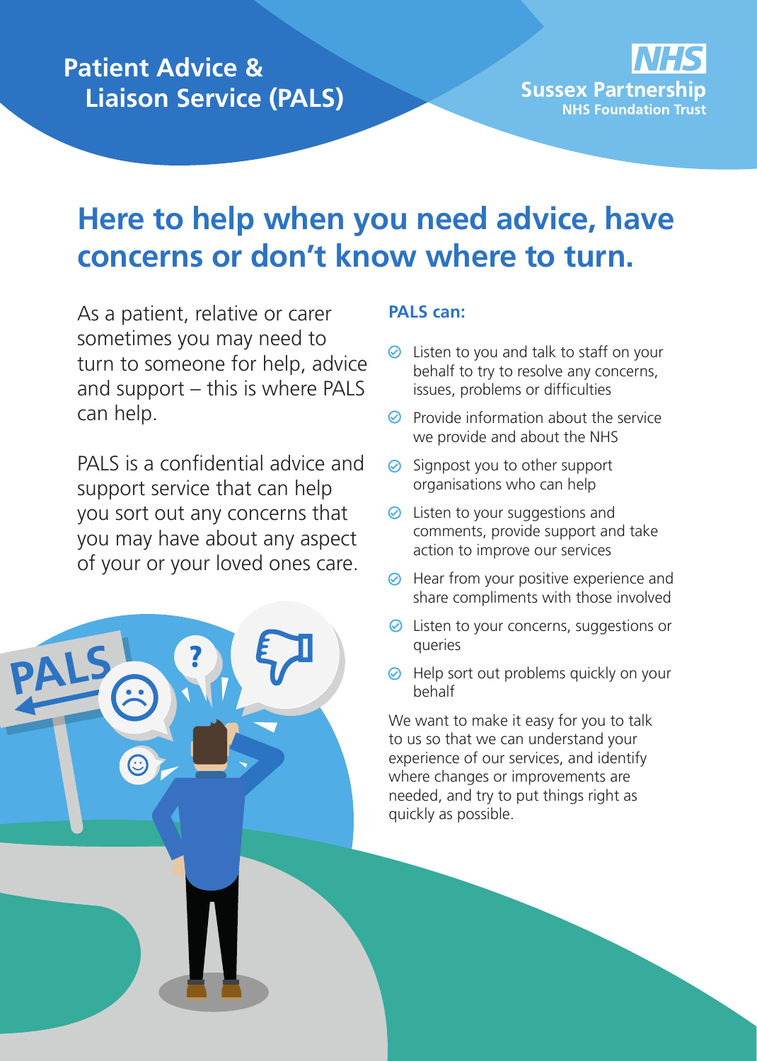**Patient Advice & Liaison Service (PALS)**

**NHS Sussex Partnership NHS Foundation Trust**

# Here to help when you need advice, have concerns or don't know where to turn.

As a patient, relative or carer sometimes you may need to turn to someone for help, advice and support – this is where PALS can help.

PALS is a confidential advice and support service that can help you sort out any concerns that you may have about any aspect of your or your loved ones care.

## PALS can:

- Listen to you and talk to staff on your behalf to try to resolve any concerns, issues, problems or difficulties
- Provide information about the service we provide and about the NHS
- Signpost you to other support organisations who can help
- Listen to your suggestions and comments, provide support and take action to improve our services
- Hear from your positive experience and share compliments with those involved
- Listen to your concerns, suggestions or queries
- Help sort out problems quickly on your behalf

We want to make it easy for you to talk to us so that we can understand your experience of our services, and identify where changes or improvements are needed, and try to put things right as quickly as possible.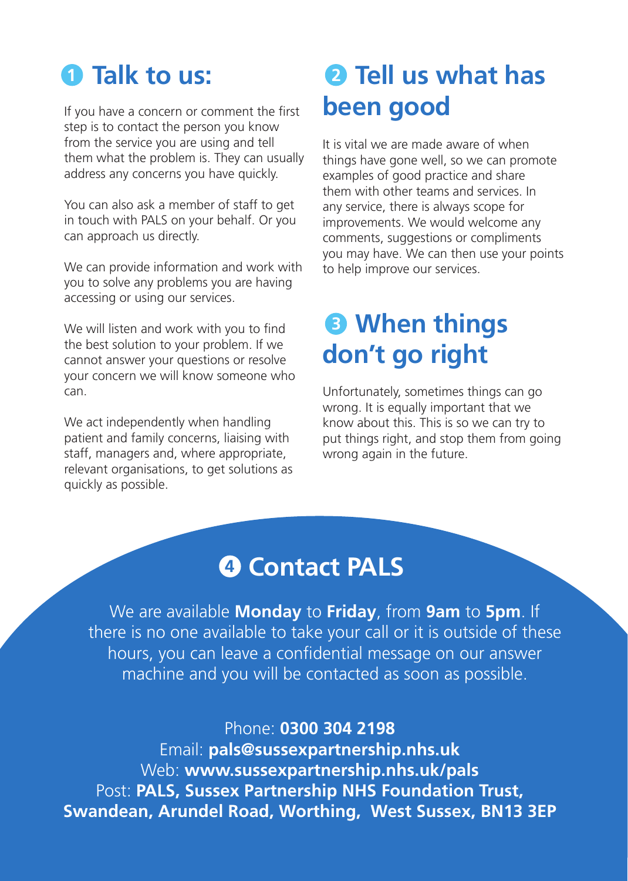## ❶ Talk to us:

If you have a concern or comment the first step is to contact the person you know from the service you are using and tell them what the problem is. They can usually address any concerns you have quickly.

You can also ask a member of staff to get in touch with PALS on your behalf. Or you can approach us directly.

We can provide information and work with you to solve any problems you are having accessing or using our services.

We will listen and work with you to find the best solution to your problem. If we cannot answer your questions or resolve your concern we will know someone who can.

We act independently when handling patient and family concerns, liaising with staff, managers and, where appropriate, relevant organisations, to get solutions as quickly as possible.

## ❷ Tell us what has been good

It is vital we are made aware of when things have gone well, so we can promote examples of good practice and share them with other teams and services. In any service, there is always scope for improvements. We would welcome any comments, suggestions or compliments you may have. We can then use your points to help improve our services.

## ❸ When things don't go right

Unfortunately, sometimes things can go wrong. It is equally important that we know about this. This is so we can try to put things right, and stop them from going wrong again in the future.

## ❹ Contact PALS

We are available **Monday** to **Friday**, from **9am** to **5pm**. If there is no one available to take your call or it is outside of these hours, you can leave a confidential message on our answer machine and you will be contacted as soon as possible.

Phone: **0300 304 2198**
Email: **pals@sussexpartnership.nhs.uk**
Web: **www.sussexpartnership.nhs.uk/pals**
Post: **PALS, Sussex Partnership NHS Foundation Trust, Swandean, Arundel Road, Worthing, West Sussex, BN13 3EP**